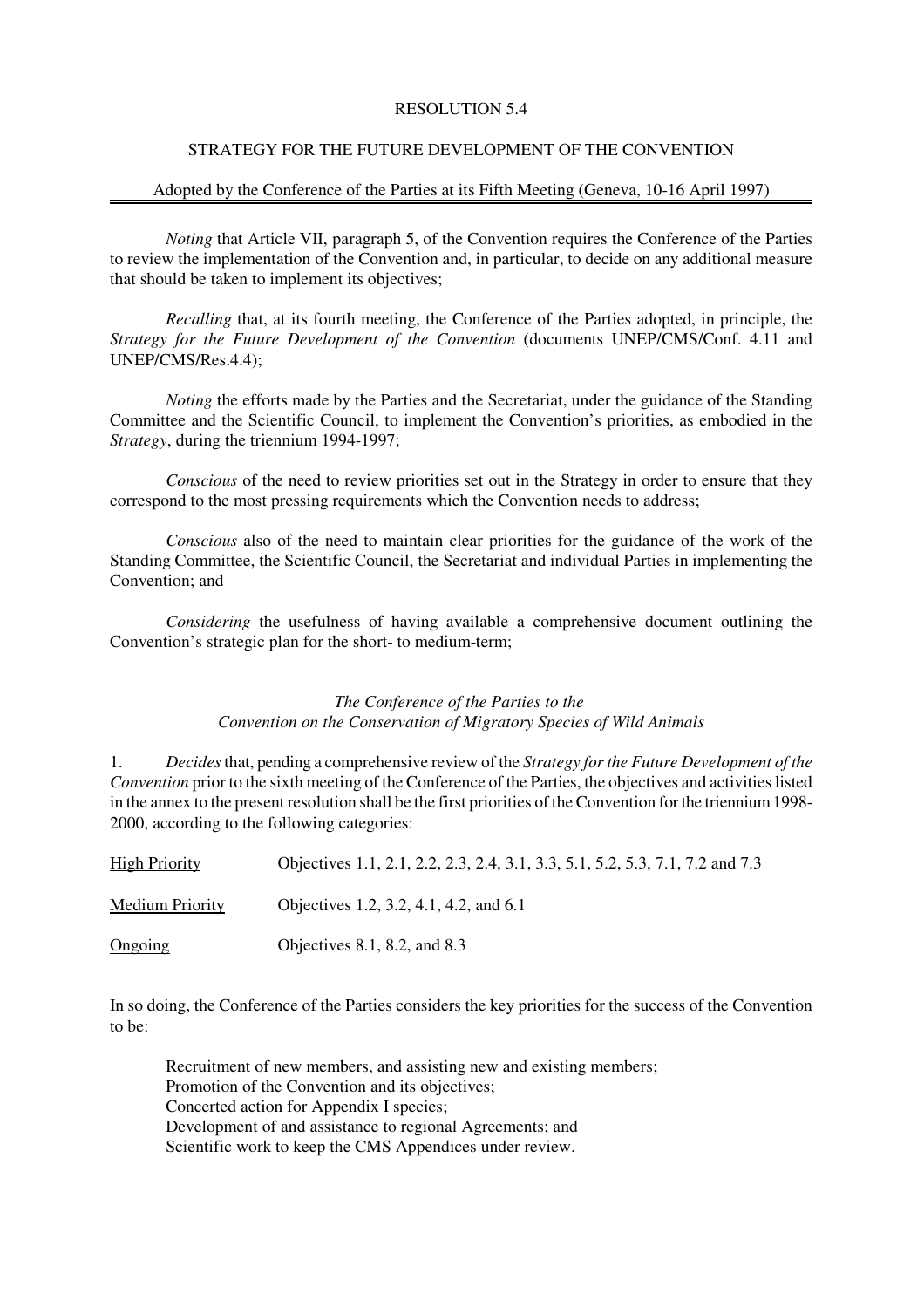# RESOLUTION 5.4

## STRATEGY FOR THE FUTURE DEVELOPMENT OF THE CONVENTION

Adopted by the Conference of the Parties at its Fifth Meeting (Geneva, 10-16 April 1997)

*Noting* that Article VII, paragraph 5, of the Convention requires the Conference of the Parties to review the implementation of the Convention and, in particular, to decide on any additional measure that should be taken to implement its objectives;

*Recalling* that, at its fourth meeting, the Conference of the Parties adopted, in principle, the *Strategy for the Future Development of the Convention* (documents UNEP/CMS/Conf. 4.11 and UNEP/CMS/Res.4.4);

*Noting* the efforts made by the Parties and the Secretariat, under the guidance of the Standing Committee and the Scientific Council, to implement the Convention's priorities, as embodied in the *Strategy*, during the triennium 1994-1997;

*Conscious* of the need to review priorities set out in the Strategy in order to ensure that they correspond to the most pressing requirements which the Convention needs to address;

*Conscious* also of the need to maintain clear priorities for the guidance of the work of the Standing Committee, the Scientific Council, the Secretariat and individual Parties in implementing the Convention; and

*Considering* the usefulness of having available a comprehensive document outlining the Convention's strategic plan for the short- to medium-term;

*The Conference of the Parties to the Convention on the Conservation of Migratory Species of Wild Animals*

1. *Decides* that, pending a comprehensive review of the *Strategy for the Future Development of the Convention* prior to the sixth meeting of the Conference of the Parties, the objectives and activities listed in the annex to the present resolution shall be the first priorities of the Convention for the triennium 1998-2000, according to the following categories:

| | |
|---|---|
| <u>High Priority</u> | Objectives 1.1, 2.1, 2.2, 2.3, 2.4, 3.1, 3.3, 5.1, 5.2, 5.3, 7.1, 7.2 and 7.3 |
| <u>Medium Priority</u> | Objectives 1.2, 3.2, 4.1, 4.2, and 6.1 |
| <u>Ongoing</u> | Objectives 8.1, 8.2, and 8.3 |

In so doing, the Conference of the Parties considers the key priorities for the success of the Convention to be:

Recruitment of new members, and assisting new and existing members;
Promotion of the Convention and its objectives;
Concerted action for Appendix I species;
Development of and assistance to regional Agreements; and
Scientific work to keep the CMS Appendices under review.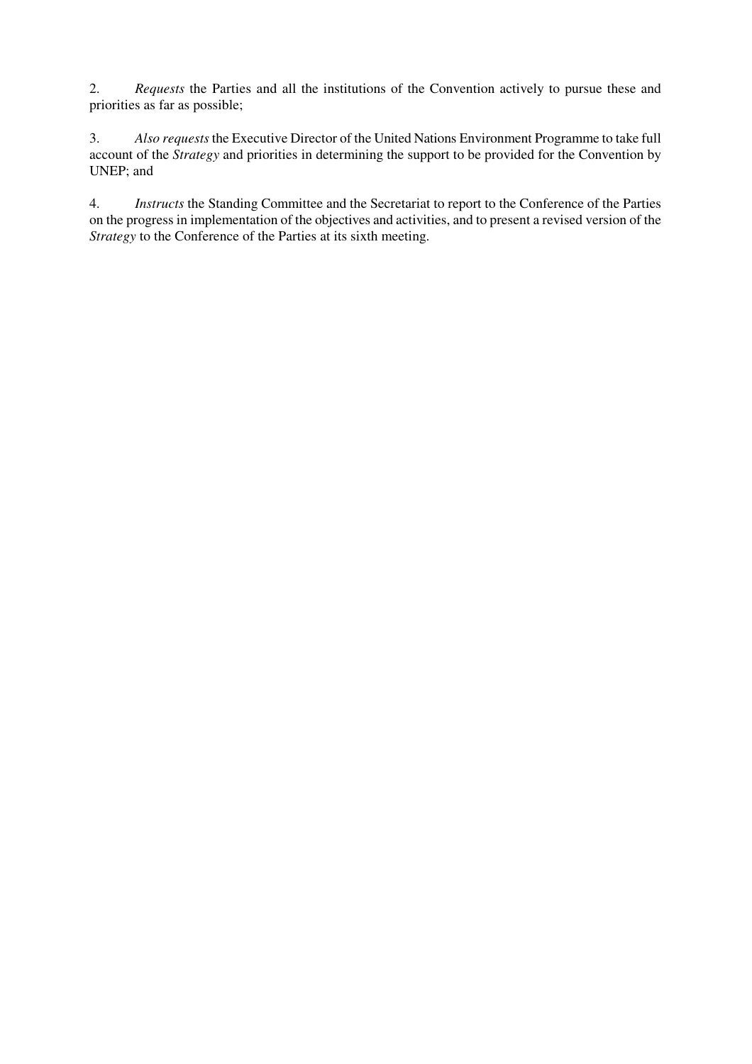2. *Requests* the Parties and all the institutions of the Convention actively to pursue these and priorities as far as possible;

3. *Also requests* the Executive Director of the United Nations Environment Programme to take full account of the *Strategy* and priorities in determining the support to be provided for the Convention by UNEP; and

4. *Instructs* the Standing Committee and the Secretariat to report to the Conference of the Parties on the progress in implementation of the objectives and activities, and to present a revised version of the *Strategy* to the Conference of the Parties at its sixth meeting.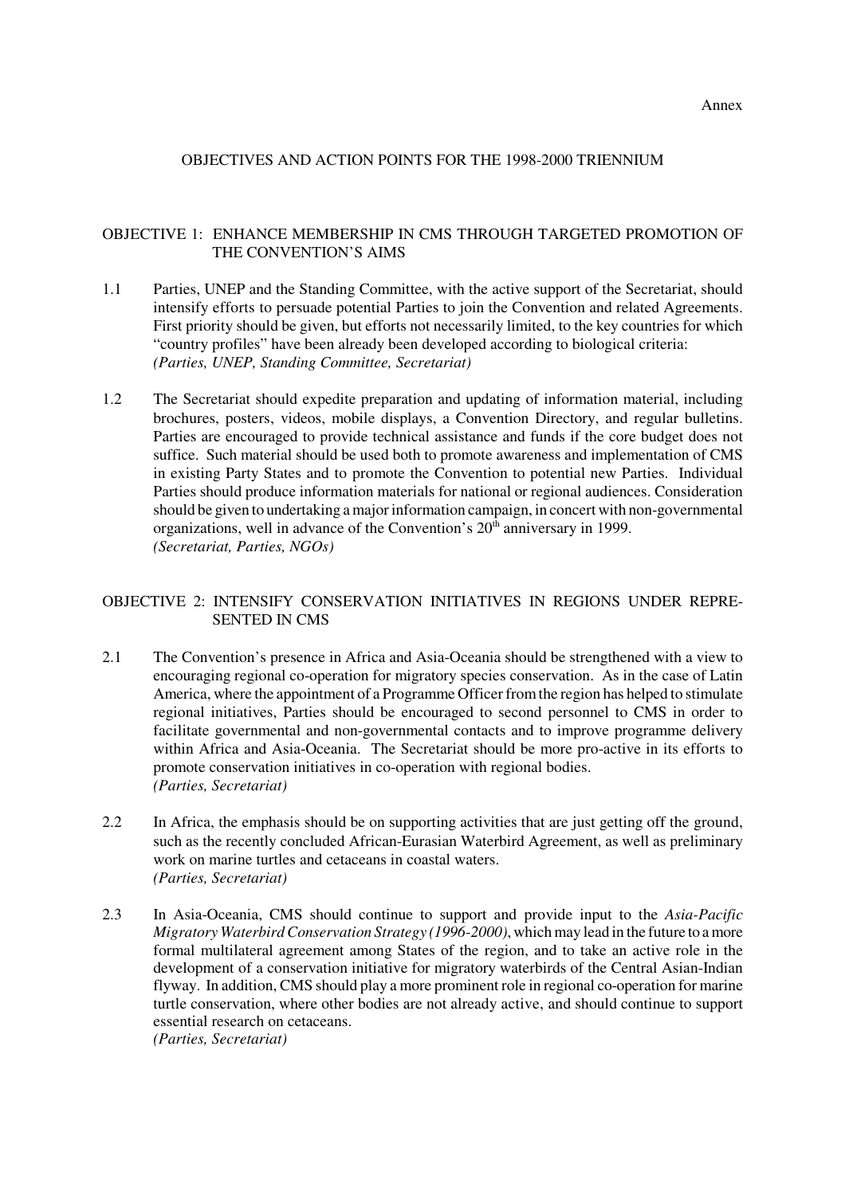Annex

# OBJECTIVES AND ACTION POINTS FOR THE 1998-2000 TRIENNIUM

## OBJECTIVE 1: ENHANCE MEMBERSHIP IN CMS THROUGH TARGETED PROMOTION OF THE CONVENTION'S AIMS

1.1 Parties, UNEP and the Standing Committee, with the active support of the Secretariat, should intensify efforts to persuade potential Parties to join the Convention and related Agreements. First priority should be given, but efforts not necessarily limited, to the key countries for which "country profiles" have been already been developed according to biological criteria:
*(Parties, UNEP, Standing Committee, Secretariat)*

1.2 The Secretariat should expedite preparation and updating of information material, including brochures, posters, videos, mobile displays, a Convention Directory, and regular bulletins. Parties are encouraged to provide technical assistance and funds if the core budget does not suffice. Such material should be used both to promote awareness and implementation of CMS in existing Party States and to promote the Convention to potential new Parties. Individual Parties should produce information materials for national or regional audiences. Consideration should be given to undertaking a major information campaign, in concert with non-governmental organizations, well in advance of the Convention's 20th anniversary in 1999.
*(Secretariat, Parties, NGOs)*

## OBJECTIVE 2: INTENSIFY CONSERVATION INITIATIVES IN REGIONS UNDER REPRESENTED IN CMS

2.1 The Convention's presence in Africa and Asia-Oceania should be strengthened with a view to encouraging regional co-operation for migratory species conservation. As in the case of Latin America, where the appointment of a Programme Officer from the region has helped to stimulate regional initiatives, Parties should be encouraged to second personnel to CMS in order to facilitate governmental and non-governmental contacts and to improve programme delivery within Africa and Asia-Oceania. The Secretariat should be more pro-active in its efforts to promote conservation initiatives in co-operation with regional bodies.
*(Parties, Secretariat)*

2.2 In Africa, the emphasis should be on supporting activities that are just getting off the ground, such as the recently concluded African-Eurasian Waterbird Agreement, as well as preliminary work on marine turtles and cetaceans in coastal waters.
*(Parties, Secretariat)*

2.3 In Asia-Oceania, CMS should continue to support and provide input to the *Asia-Pacific Migratory Waterbird Conservation Strategy (1996-2000)*, which may lead in the future to a more formal multilateral agreement among States of the region, and to take an active role in the development of a conservation initiative for migratory waterbirds of the Central Asian-Indian flyway. In addition, CMS should play a more prominent role in regional co-operation for marine turtle conservation, where other bodies are not already active, and should continue to support essential research on cetaceans.
*(Parties, Secretariat)*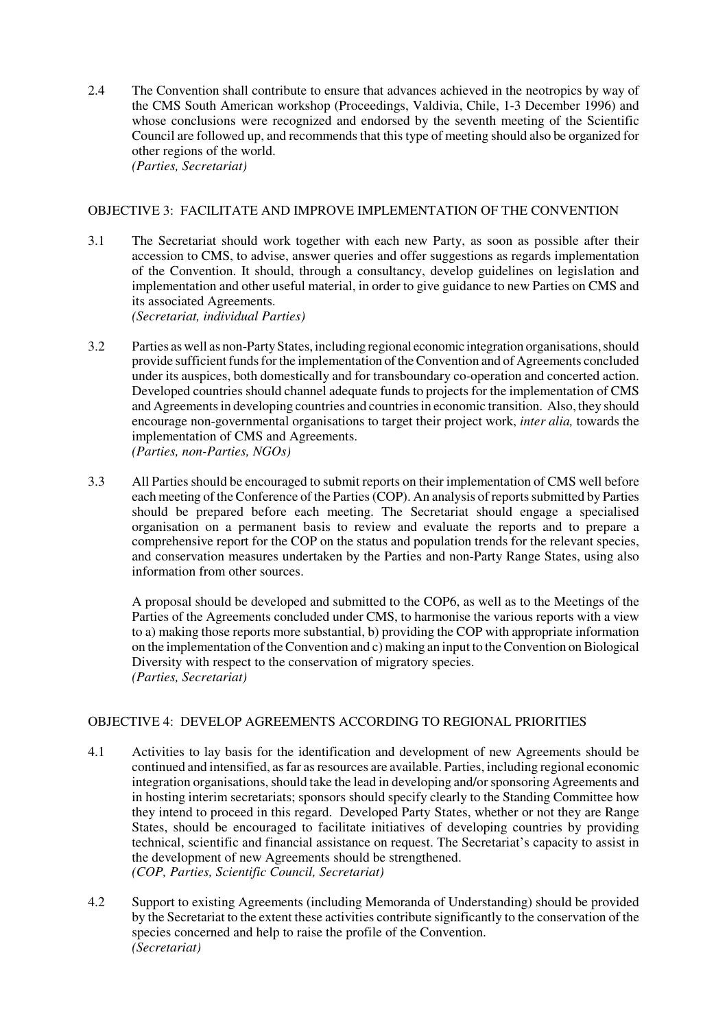2.4 The Convention shall contribute to ensure that advances achieved in the neotropics by way of the CMS South American workshop (Proceedings, Valdivia, Chile, 1-3 December 1996) and whose conclusions were recognized and endorsed by the seventh meeting of the Scientific Council are followed up, and recommends that this type of meeting should also be organized for other regions of the world.
*(Parties, Secretariat)*

## OBJECTIVE 3: FACILITATE AND IMPROVE IMPLEMENTATION OF THE CONVENTION

3.1 The Secretariat should work together with each new Party, as soon as possible after their accession to CMS, to advise, answer queries and offer suggestions as regards implementation of the Convention. It should, through a consultancy, develop guidelines on legislation and implementation and other useful material, in order to give guidance to new Parties on CMS and its associated Agreements.
*(Secretariat, individual Parties)*

3.2 Parties as well as non-Party States, including regional economic integration organisations, should provide sufficient funds for the implementation of the Convention and of Agreements concluded under its auspices, both domestically and for transboundary co-operation and concerted action. Developed countries should channel adequate funds to projects for the implementation of CMS and Agreements in developing countries and countries in economic transition. Also, they should encourage non-governmental organisations to target their project work, *inter alia,* towards the implementation of CMS and Agreements.
*(Parties, non-Parties, NGOs)*

3.3 All Parties should be encouraged to submit reports on their implementation of CMS well before each meeting of the Conference of the Parties (COP). An analysis of reports submitted by Parties should be prepared before each meeting. The Secretariat should engage a specialised organisation on a permanent basis to review and evaluate the reports and to prepare a comprehensive report for the COP on the status and population trends for the relevant species, and conservation measures undertaken by the Parties and non-Party Range States, using also information from other sources.

A proposal should be developed and submitted to the COP6, as well as to the Meetings of the Parties of the Agreements concluded under CMS, to harmonise the various reports with a view to a) making those reports more substantial, b) providing the COP with appropriate information on the implementation of the Convention and c) making an input to the Convention on Biological Diversity with respect to the conservation of migratory species.
*(Parties, Secretariat)*

## OBJECTIVE 4: DEVELOP AGREEMENTS ACCORDING TO REGIONAL PRIORITIES

4.1 Activities to lay basis for the identification and development of new Agreements should be continued and intensified, as far as resources are available. Parties, including regional economic integration organisations, should take the lead in developing and/or sponsoring Agreements and in hosting interim secretariats; sponsors should specify clearly to the Standing Committee how they intend to proceed in this regard. Developed Party States, whether or not they are Range States, should be encouraged to facilitate initiatives of developing countries by providing technical, scientific and financial assistance on request. The Secretariat's capacity to assist in the development of new Agreements should be strengthened.
*(COP, Parties, Scientific Council, Secretariat)*

4.2 Support to existing Agreements (including Memoranda of Understanding) should be provided by the Secretariat to the extent these activities contribute significantly to the conservation of the species concerned and help to raise the profile of the Convention.
*(Secretariat)*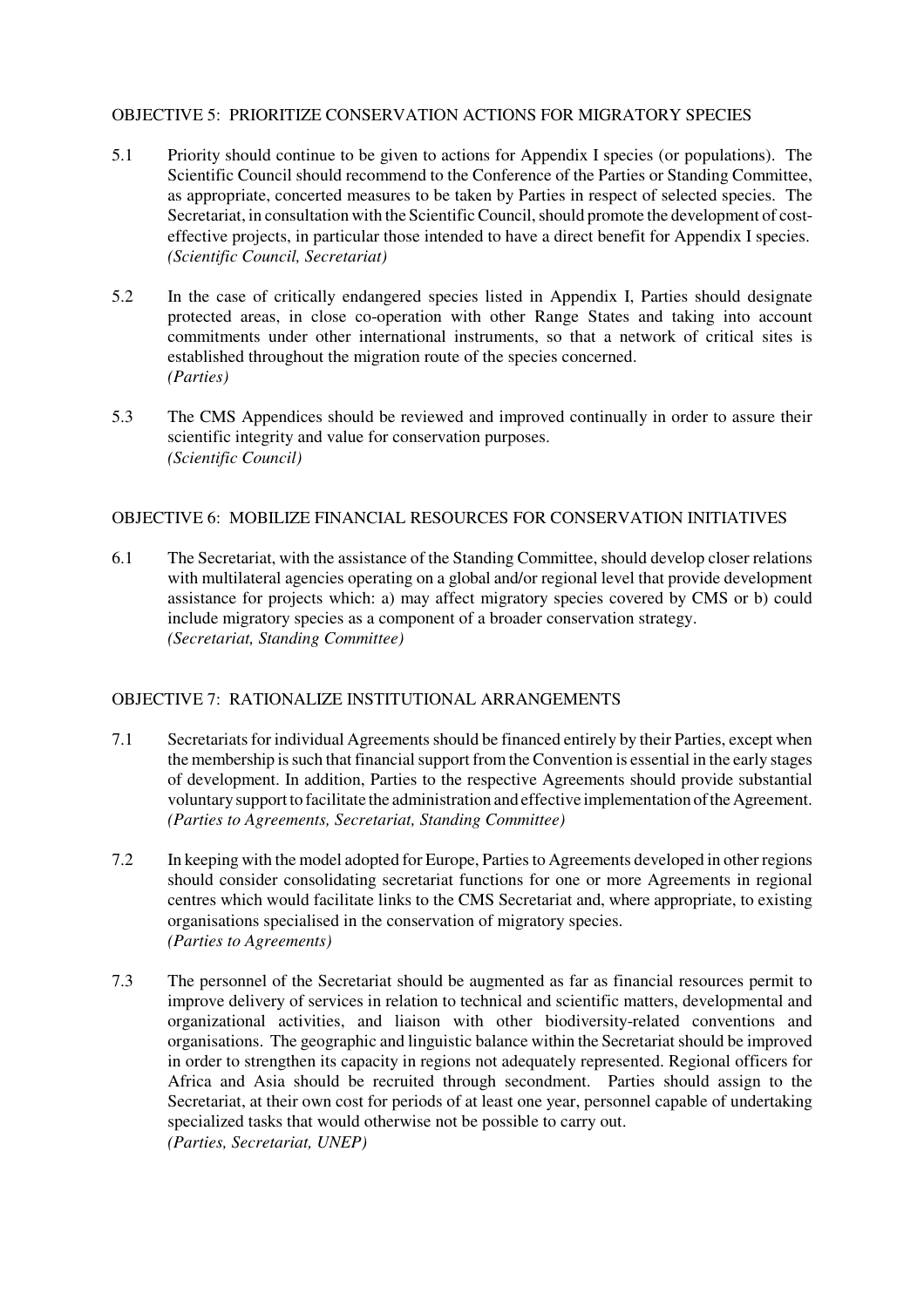## OBJECTIVE 5: PRIORITIZE CONSERVATION ACTIONS FOR MIGRATORY SPECIES

5.1 Priority should continue to be given to actions for Appendix I species (or populations). The Scientific Council should recommend to the Conference of the Parties or Standing Committee, as appropriate, concerted measures to be taken by Parties in respect of selected species. The Secretariat, in consultation with the Scientific Council, should promote the development of cost-effective projects, in particular those intended to have a direct benefit for Appendix I species.
*(Scientific Council, Secretariat)*

5.2 In the case of critically endangered species listed in Appendix I, Parties should designate protected areas, in close co-operation with other Range States and taking into account commitments under other international instruments, so that a network of critical sites is established throughout the migration route of the species concerned.
*(Parties)*

5.3 The CMS Appendices should be reviewed and improved continually in order to assure their scientific integrity and value for conservation purposes.
*(Scientific Council)*

## OBJECTIVE 6: MOBILIZE FINANCIAL RESOURCES FOR CONSERVATION INITIATIVES

6.1 The Secretariat, with the assistance of the Standing Committee, should develop closer relations with multilateral agencies operating on a global and/or regional level that provide development assistance for projects which: a) may affect migratory species covered by CMS or b) could include migratory species as a component of a broader conservation strategy.
*(Secretariat, Standing Committee)*

## OBJECTIVE 7: RATIONALIZE INSTITUTIONAL ARRANGEMENTS

7.1 Secretariats for individual Agreements should be financed entirely by their Parties, except when the membership is such that financial support from the Convention is essential in the early stages of development. In addition, Parties to the respective Agreements should provide substantial voluntary support to facilitate the administration and effective implementation of the Agreement.
*(Parties to Agreements, Secretariat, Standing Committee)*

7.2 In keeping with the model adopted for Europe, Parties to Agreements developed in other regions should consider consolidating secretariat functions for one or more Agreements in regional centres which would facilitate links to the CMS Secretariat and, where appropriate, to existing organisations specialised in the conservation of migratory species.
*(Parties to Agreements)*

7.3 The personnel of the Secretariat should be augmented as far as financial resources permit to improve delivery of services in relation to technical and scientific matters, developmental and organizational activities, and liaison with other biodiversity-related conventions and organisations. The geographic and linguistic balance within the Secretariat should be improved in order to strengthen its capacity in regions not adequately represented. Regional officers for Africa and Asia should be recruited through secondment. Parties should assign to the Secretariat, at their own cost for periods of at least one year, personnel capable of undertaking specialized tasks that would otherwise not be possible to carry out.
*(Parties, Secretariat, UNEP)*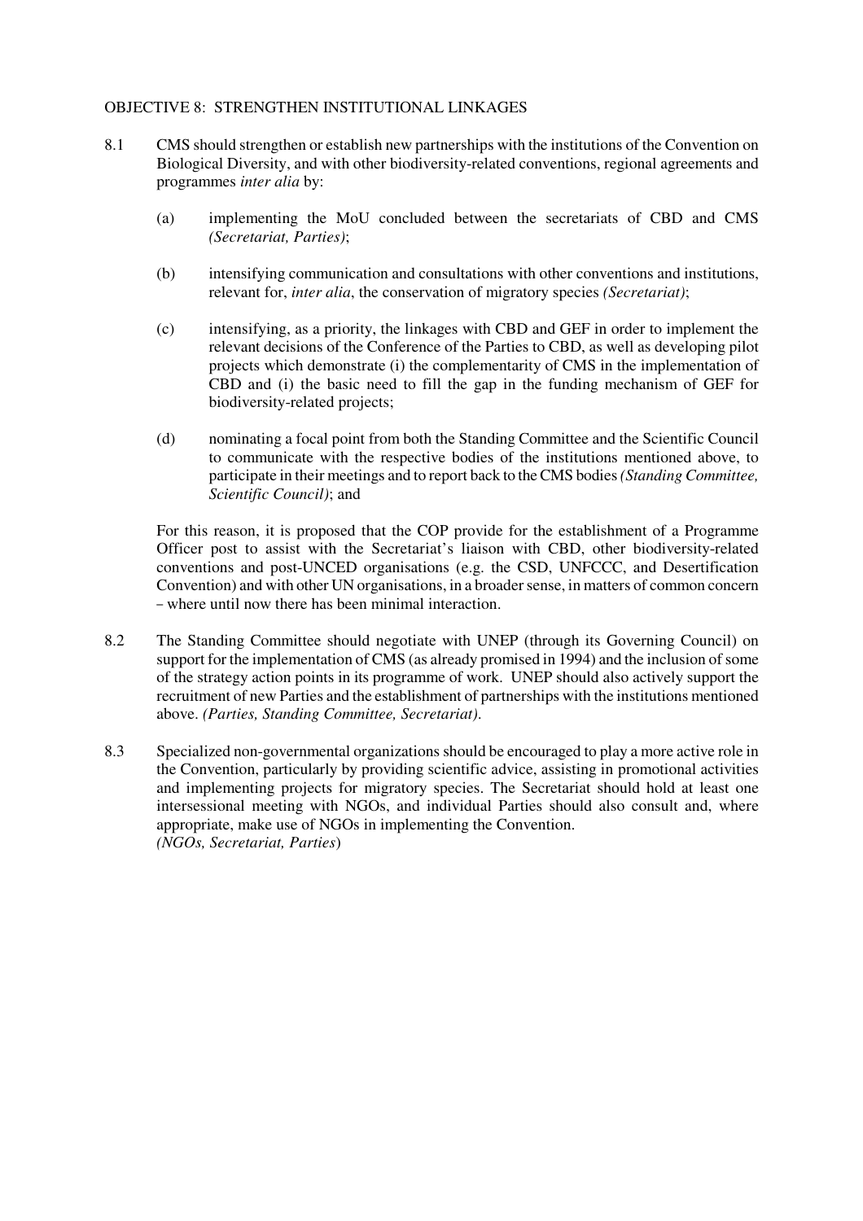OBJECTIVE 8: STRENGTHEN INSTITUTIONAL LINKAGES

8.1 CMS should strengthen or establish new partnerships with the institutions of the Convention on Biological Diversity, and with other biodiversity-related conventions, regional agreements and programmes *inter alia* by:

  (a) implementing the MoU concluded between the secretariats of CBD and CMS *(Secretariat, Parties)*;

  (b) intensifying communication and consultations with other conventions and institutions, relevant for, *inter alia*, the conservation of migratory species *(Secretariat)*;

  (c) intensifying, as a priority, the linkages with CBD and GEF in order to implement the relevant decisions of the Conference of the Parties to CBD, as well as developing pilot projects which demonstrate (i) the complementarity of CMS in the implementation of CBD and (i) the basic need to fill the gap in the funding mechanism of GEF for biodiversity-related projects;

  (d) nominating a focal point from both the Standing Committee and the Scientific Council to communicate with the respective bodies of the institutions mentioned above, to participate in their meetings and to report back to the CMS bodies *(Standing Committee, Scientific Council)*; and

For this reason, it is proposed that the COP provide for the establishment of a Programme Officer post to assist with the Secretariat's liaison with CBD, other biodiversity-related conventions and post-UNCED organisations (e.g. the CSD, UNFCCC, and Desertification Convention) and with other UN organisations, in a broader sense, in matters of common concern – where until now there has been minimal interaction.

8.2 The Standing Committee should negotiate with UNEP (through its Governing Council) on support for the implementation of CMS (as already promised in 1994) and the inclusion of some of the strategy action points in its programme of work. UNEP should also actively support the recruitment of new Parties and the establishment of partnerships with the institutions mentioned above. *(Parties, Standing Committee, Secretariat)*.

8.3 Specialized non-governmental organizations should be encouraged to play a more active role in the Convention, particularly by providing scientific advice, assisting in promotional activities and implementing projects for migratory species. The Secretariat should hold at least one intersessional meeting with NGOs, and individual Parties should also consult and, where appropriate, make use of NGOs in implementing the Convention.
*(NGOs, Secretariat, Parties*)